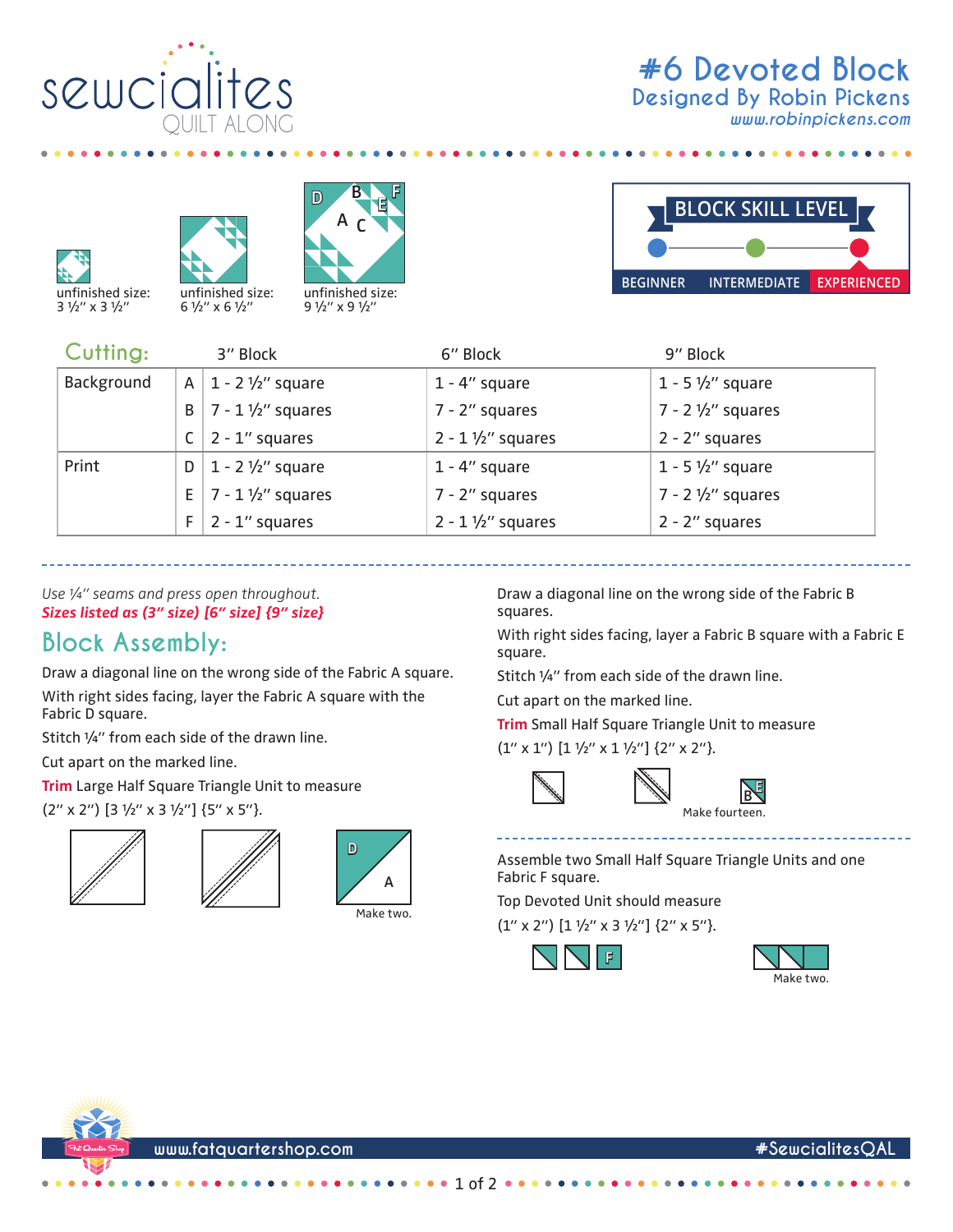# #6 Devoted Block

## Designed By Robin Pickens

www.robinpickens.com

sewcialites QUILT ALONG

unfinished size: 3 ½" x 3 ½"

unfinished size: 6 ½" x 6 ½"

unfinished size: 9 ½" x 9 ½"

**BLOCK SKILL LEVEL**

BEGINNER — INTERMEDIATE — **EXPERIENCED**

## Cutting:

| | | 3" Block | 6" Block | 9" Block |
|---|---|---|---|---|
| Background | A | 1 - 2 ½" square | 1 - 4" square | 1 - 5 ½" square |
| | B | 7 - 1 ½" squares | 7 - 2" squares | 7 - 2 ½" squares |
| | C | 2 - 1" squares | 2 - 1 ½" squares | 2 - 2" squares |
| Print | D | 1 - 2 ½" square | 1 - 4" square | 1 - 5 ½" square |
| | E | 7 - 1 ½" squares | 7 - 2" squares | 7 - 2 ½" squares |
| | F | 2 - 1" squares | 2 - 1 ½" squares | 2 - 2" squares |

*Use ¼" seams and press open throughout.*

***Sizes listed as (3" size) [6" size] {9" size}***

## Block Assembly:

Draw a diagonal line on the wrong side of the Fabric A square.

With right sides facing, layer the Fabric A square with the Fabric D square.

Stitch ¼" from each side of the drawn line.

Cut apart on the marked line.

**Trim** Large Half Square Triangle Unit to measure

(2" x 2") [3 ½" x 3 ½"] {5" x 5"}.

Make two.

Draw a diagonal line on the wrong side of the Fabric B squares.

With right sides facing, layer a Fabric B square with a Fabric E square.

Stitch ¼" from each side of the drawn line.

Cut apart on the marked line.

**Trim** Small Half Square Triangle Unit to measure

(1" x 1") [1 ½" x 1 ½"] {2" x 2"}.

Make fourteen.

Assemble two Small Half Square Triangle Units and one Fabric F square.

Top Devoted Unit should measure

(1" x 2") [1 ½" x 3 ½"] {2" x 5"}.

Make two.

www.fatquartershop.com #SewcialitesQAL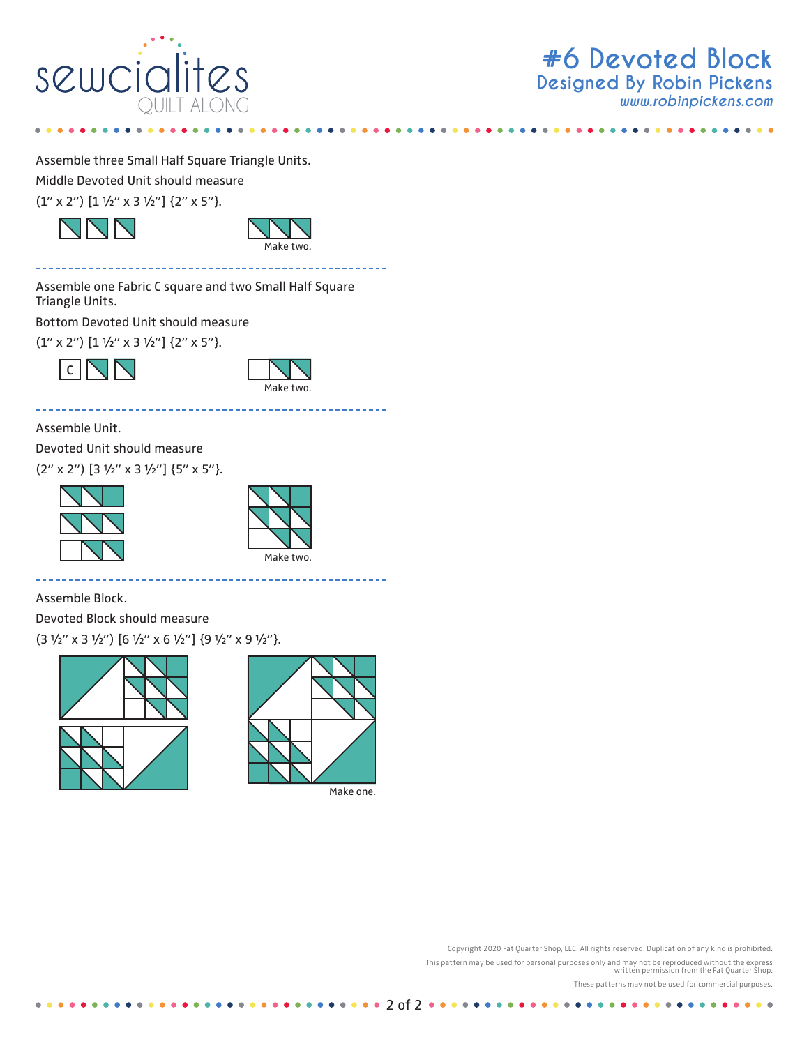Assemble three Small Half Square Triangle Units.

Middle Devoted Unit should measure

(1″ x 2″) [1 ½″ x 3 ½″] {2″ x 5″}.

Make two.

---

Assemble one Fabric C square and two Small Half Square Triangle Units.

Bottom Devoted Unit should measure

(1″ x 2″) [1 ½″ x 3 ½″] {2″ x 5″}.

C

Make two.

---

Assemble Unit.

Devoted Unit should measure

(2″ x 2″) [3 ½″ x 3 ½″] {5″ x 5″}.

Make two.

---

Assemble Block.

Devoted Block should measure

(3 ½″ x 3 ½″) [6 ½″ x 6 ½″] {9 ½″ x 9 ½″}.

Make one.

Copyright 2020 Fat Quarter Shop, LLC. All rights reserved. Duplication of any kind is prohibited.

This pattern may be used for personal purposes only and may not be reproduced without the express written permission from the Fat Quarter Shop.

These patterns may not be used for commercial purposes.